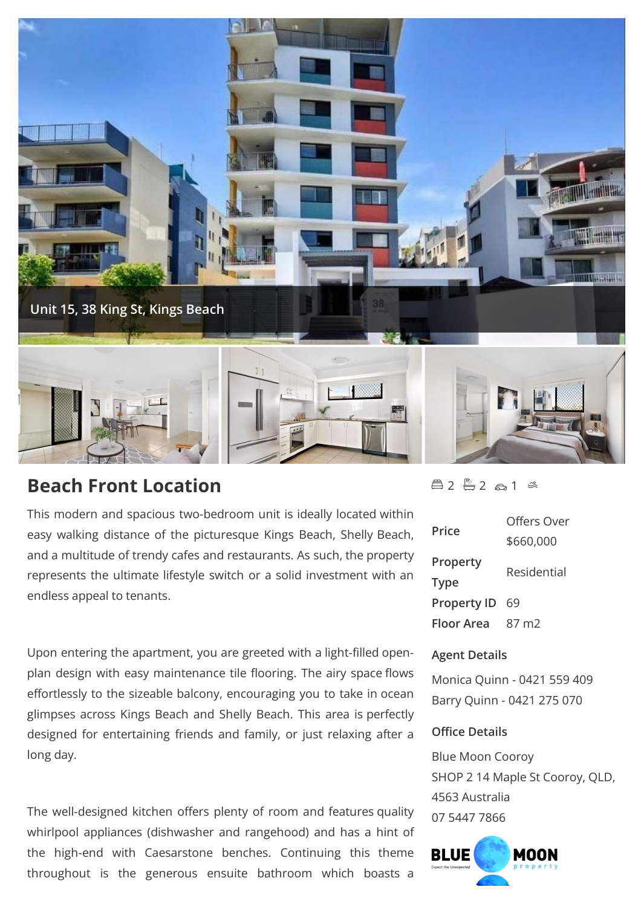Unit 15, 38 King St, Kings Beach

## Beach Front Location

This modern and spacious two-bedroom unit is ideally located within easy walking distance of the picturesque Kings Beach, Shelly Beach, and a multitude of trendy cafes and restaurants. As such, the property represents the ultimate lifestyle switch or a solid investment with an endless appeal to tenants.

Upon entering the apartment, you are greeted with a light-filled open-plan design with easy maintenance tile flooring. The airy space flows effortlessly to the sizeable balcony, encouraging you to take in ocean glimpses across Kings Beach and Shelly Beach. This area is perfectly designed for entertaining friends and family, or just relaxing after a long day.

The well-designed kitchen offers plenty of room and features quality whirlpool appliances (dishwasher and rangehood) and has a hint of the high-end with Caesarstone benches. Continuing this theme throughout is the generous ensuite bathroom which boasts a

2 2 1

| | |
|---|---|
| **Price** | Offers Over $660,000 |
| **Property Type** | Residential |
| **Property ID** | 69 |
| **Floor Area** | 87 m2 |

**Agent Details**

Monica Quinn - 0421 559 409
Barry Quinn - 0421 275 070

**Office Details**

Blue Moon Cooroy
SHOP 2 14 Maple St Cooroy, QLD, 4563 Australia
07 5447 7866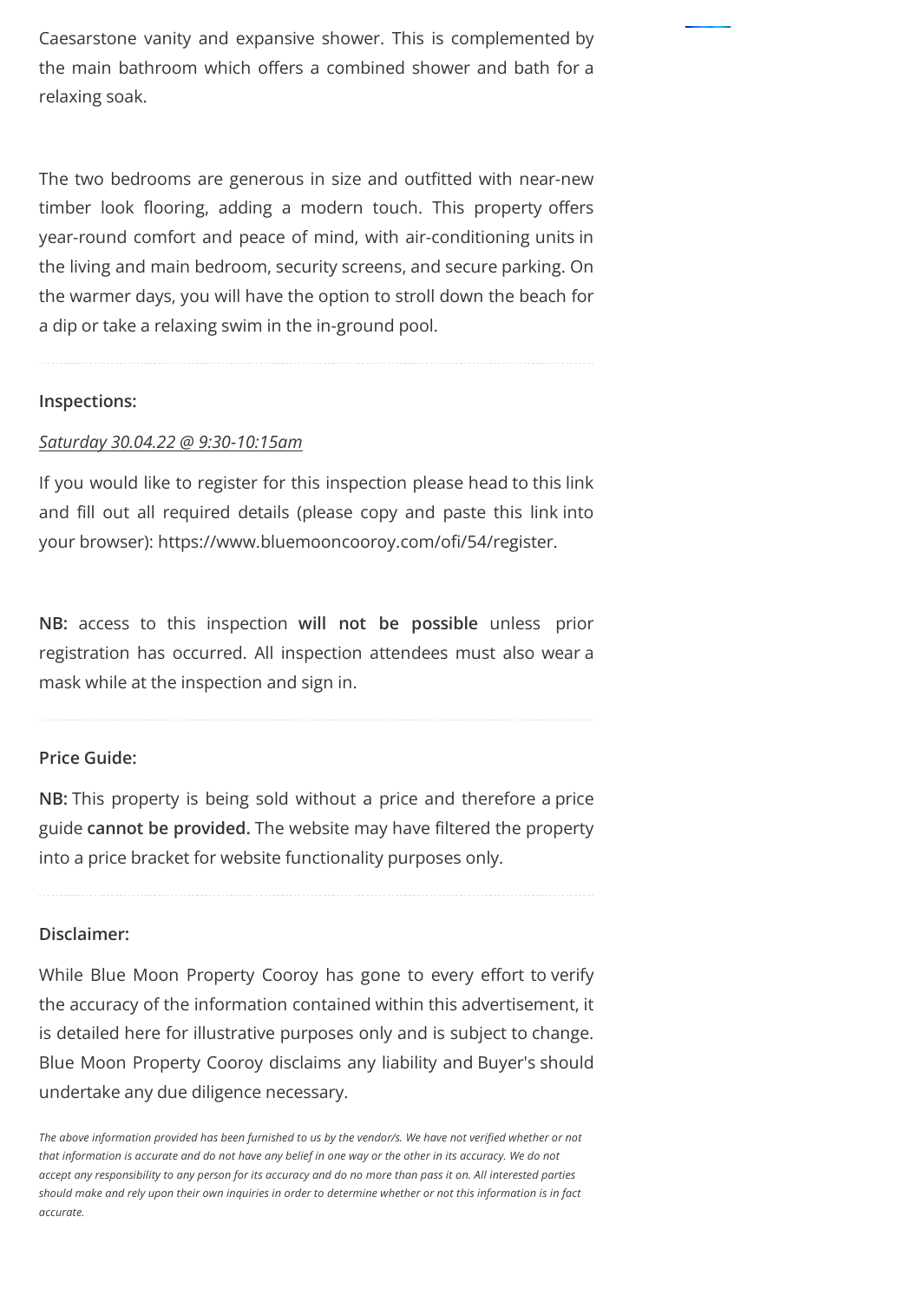Caesarstone vanity and expansive shower. This is complemented by the main bathroom which offers a combined shower and bath for a relaxing soak.

The two bedrooms are generous in size and outfitted with near-new timber look flooring, adding a modern touch. This property offers year-round comfort and peace of mind, with air-conditioning units in the living and main bedroom, security screens, and secure parking. On the warmer days, you will have the option to stroll down the beach for a dip or take a relaxing swim in the in-ground pool.

---

**Inspections:**

*Saturday 30.04.22 @ 9:30-10:15am*

If you would like to register for this inspection please head to this link and fill out all required details (please copy and paste this link into your browser): https://www.bluemooncooroy.com/ofi/54/register.

**NB:** access to this inspection **will not be possible** unless prior registration has occurred. All inspection attendees must also wear a mask while at the inspection and sign in.

---

**Price Guide:**

**NB:** This property is being sold without a price and therefore a price guide **cannot be provided.** The website may have filtered the property into a price bracket for website functionality purposes only.

---

**Disclaimer:**

While Blue Moon Property Cooroy has gone to every effort to verify the accuracy of the information contained within this advertisement, it is detailed here for illustrative purposes only and is subject to change. Blue Moon Property Cooroy disclaims any liability and Buyer's should undertake any due diligence necessary.

*The above information provided has been furnished to us by the vendor/s. We have not verified whether or not that information is accurate and do not have any belief in one way or the other in its accuracy. We do not accept any responsibility to any person for its accuracy and do no more than pass it on. All interested parties should make and rely upon their own inquiries in order to determine whether or not this information is in fact accurate.*